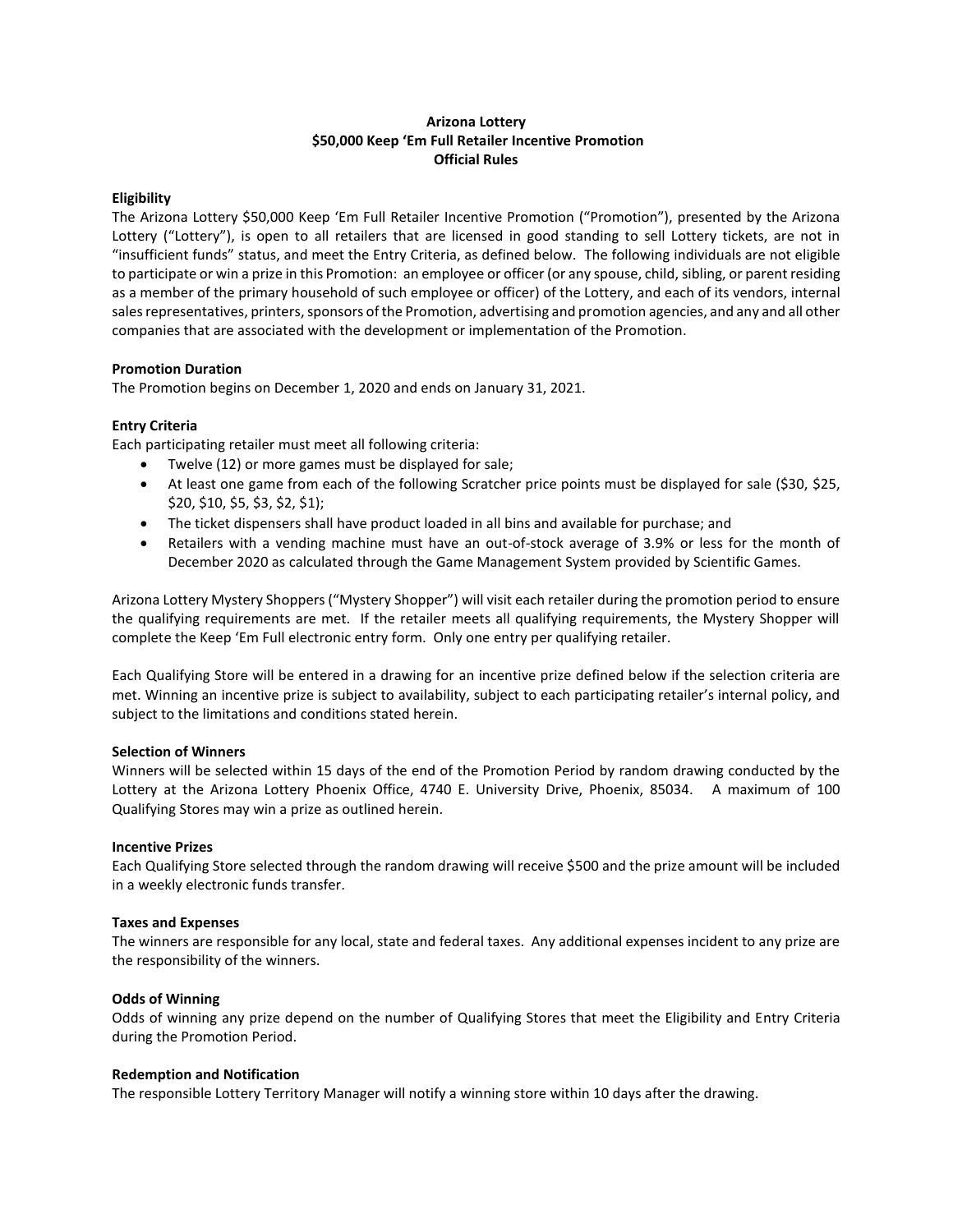# Arizona Lottery
## $50,000 Keep 'Em Full Retailer Incentive Promotion
## Official Rules

### Eligibility

The Arizona Lottery $50,000 Keep 'Em Full Retailer Incentive Promotion ("Promotion"), presented by the Arizona Lottery ("Lottery"), is open to all retailers that are licensed in good standing to sell Lottery tickets, are not in "insufficient funds" status, and meet the Entry Criteria, as defined below. The following individuals are not eligible to participate or win a prize in this Promotion: an employee or officer (or any spouse, child, sibling, or parent residing as a member of the primary household of such employee or officer) of the Lottery, and each of its vendors, internal sales representatives, printers, sponsors of the Promotion, advertising and promotion agencies, and any and all other companies that are associated with the development or implementation of the Promotion.

### Promotion Duration

The Promotion begins on December 1, 2020 and ends on January 31, 2021.

### Entry Criteria

Each participating retailer must meet all following criteria:

- Twelve (12) or more games must be displayed for sale;
- At least one game from each of the following Scratcher price points must be displayed for sale ($30, $25, $20, $10, $5, $3, $2, $1);
- The ticket dispensers shall have product loaded in all bins and available for purchase; and
- Retailers with a vending machine must have an out-of-stock average of 3.9% or less for the month of December 2020 as calculated through the Game Management System provided by Scientific Games.

Arizona Lottery Mystery Shoppers ("Mystery Shopper") will visit each retailer during the promotion period to ensure the qualifying requirements are met. If the retailer meets all qualifying requirements, the Mystery Shopper will complete the Keep 'Em Full electronic entry form. Only one entry per qualifying retailer.

Each Qualifying Store will be entered in a drawing for an incentive prize defined below if the selection criteria are met. Winning an incentive prize is subject to availability, subject to each participating retailer's internal policy, and subject to the limitations and conditions stated herein.

### Selection of Winners

Winners will be selected within 15 days of the end of the Promotion Period by random drawing conducted by the Lottery at the Arizona Lottery Phoenix Office, 4740 E. University Drive, Phoenix, 85034. A maximum of 100 Qualifying Stores may win a prize as outlined herein.

### Incentive Prizes

Each Qualifying Store selected through the random drawing will receive $500 and the prize amount will be included in a weekly electronic funds transfer.

### Taxes and Expenses

The winners are responsible for any local, state and federal taxes. Any additional expenses incident to any prize are the responsibility of the winners.

### Odds of Winning

Odds of winning any prize depend on the number of Qualifying Stores that meet the Eligibility and Entry Criteria during the Promotion Period.

### Redemption and Notification

The responsible Lottery Territory Manager will notify a winning store within 10 days after the drawing.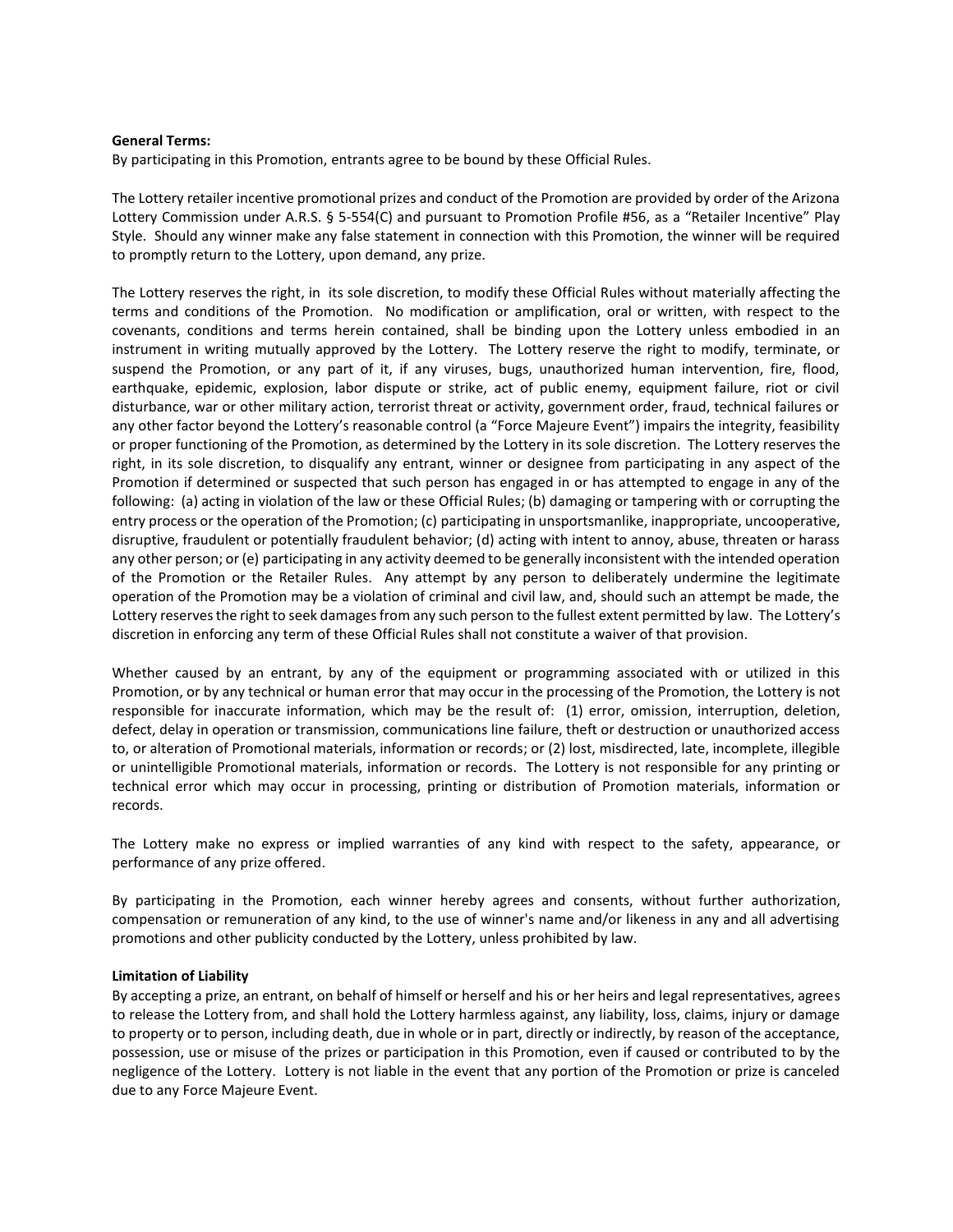**General Terms:**

By participating in this Promotion, entrants agree to be bound by these Official Rules.

The Lottery retailer incentive promotional prizes and conduct of the Promotion are provided by order of the Arizona Lottery Commission under A.R.S. § 5-554(C) and pursuant to Promotion Profile #56, as a "Retailer Incentive" Play Style. Should any winner make any false statement in connection with this Promotion, the winner will be required to promptly return to the Lottery, upon demand, any prize.

The Lottery reserves the right, in its sole discretion, to modify these Official Rules without materially affecting the terms and conditions of the Promotion. No modification or amplification, oral or written, with respect to the covenants, conditions and terms herein contained, shall be binding upon the Lottery unless embodied in an instrument in writing mutually approved by the Lottery. The Lottery reserve the right to modify, terminate, or suspend the Promotion, or any part of it, if any viruses, bugs, unauthorized human intervention, fire, flood, earthquake, epidemic, explosion, labor dispute or strike, act of public enemy, equipment failure, riot or civil disturbance, war or other military action, terrorist threat or activity, government order, fraud, technical failures or any other factor beyond the Lottery's reasonable control (a "Force Majeure Event") impairs the integrity, feasibility or proper functioning of the Promotion, as determined by the Lottery in its sole discretion. The Lottery reserves the right, in its sole discretion, to disqualify any entrant, winner or designee from participating in any aspect of the Promotion if determined or suspected that such person has engaged in or has attempted to engage in any of the following: (a) acting in violation of the law or these Official Rules; (b) damaging or tampering with or corrupting the entry process or the operation of the Promotion; (c) participating in unsportsmanlike, inappropriate, uncooperative, disruptive, fraudulent or potentially fraudulent behavior; (d) acting with intent to annoy, abuse, threaten or harass any other person; or (e) participating in any activity deemed to be generally inconsistent with the intended operation of the Promotion or the Retailer Rules. Any attempt by any person to deliberately undermine the legitimate operation of the Promotion may be a violation of criminal and civil law, and, should such an attempt be made, the Lottery reserves the right to seek damages from any such person to the fullest extent permitted by law. The Lottery's discretion in enforcing any term of these Official Rules shall not constitute a waiver of that provision.

Whether caused by an entrant, by any of the equipment or programming associated with or utilized in this Promotion, or by any technical or human error that may occur in the processing of the Promotion, the Lottery is not responsible for inaccurate information, which may be the result of: (1) error, omission, interruption, deletion, defect, delay in operation or transmission, communications line failure, theft or destruction or unauthorized access to, or alteration of Promotional materials, information or records; or (2) lost, misdirected, late, incomplete, illegible or unintelligible Promotional materials, information or records. The Lottery is not responsible for any printing or technical error which may occur in processing, printing or distribution of Promotion materials, information or records.

The Lottery make no express or implied warranties of any kind with respect to the safety, appearance, or performance of any prize offered.

By participating in the Promotion, each winner hereby agrees and consents, without further authorization, compensation or remuneration of any kind, to the use of winner's name and/or likeness in any and all advertising promotions and other publicity conducted by the Lottery, unless prohibited by law.

**Limitation of Liability**

By accepting a prize, an entrant, on behalf of himself or herself and his or her heirs and legal representatives, agrees to release the Lottery from, and shall hold the Lottery harmless against, any liability, loss, claims, injury or damage to property or to person, including death, due in whole or in part, directly or indirectly, by reason of the acceptance, possession, use or misuse of the prizes or participation in this Promotion, even if caused or contributed to by the negligence of the Lottery. Lottery is not liable in the event that any portion of the Promotion or prize is canceled due to any Force Majeure Event.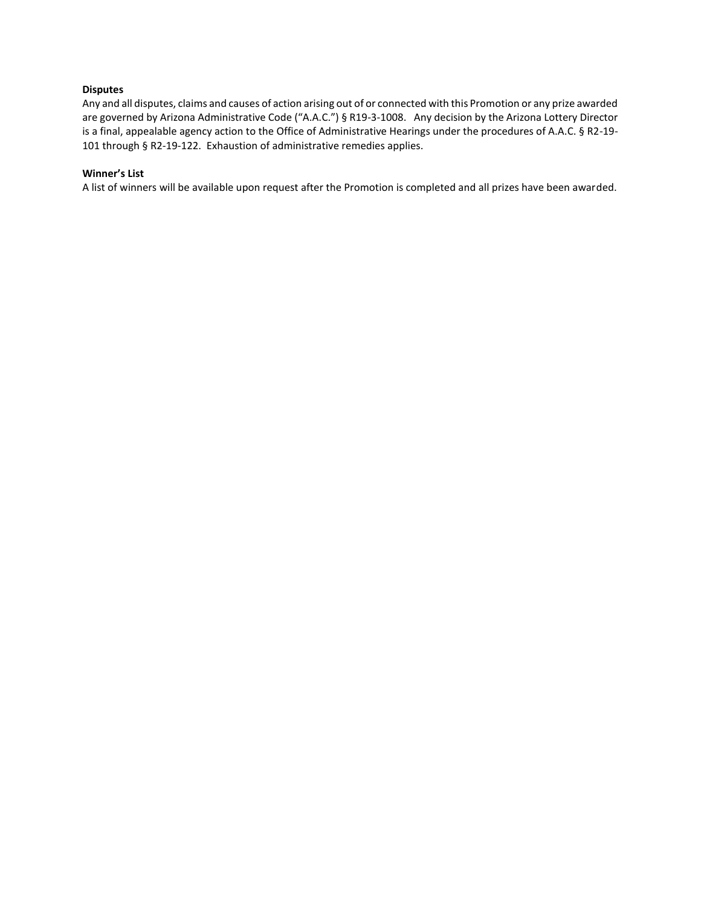**Disputes**

Any and all disputes, claims and causes of action arising out of or connected with this Promotion or any prize awarded are governed by Arizona Administrative Code ("A.A.C.") § R19-3-1008. Any decision by the Arizona Lottery Director is a final, appealable agency action to the Office of Administrative Hearings under the procedures of A.A.C. § R2-19-101 through § R2-19-122. Exhaustion of administrative remedies applies.

**Winner's List**

A list of winners will be available upon request after the Promotion is completed and all prizes have been awarded.